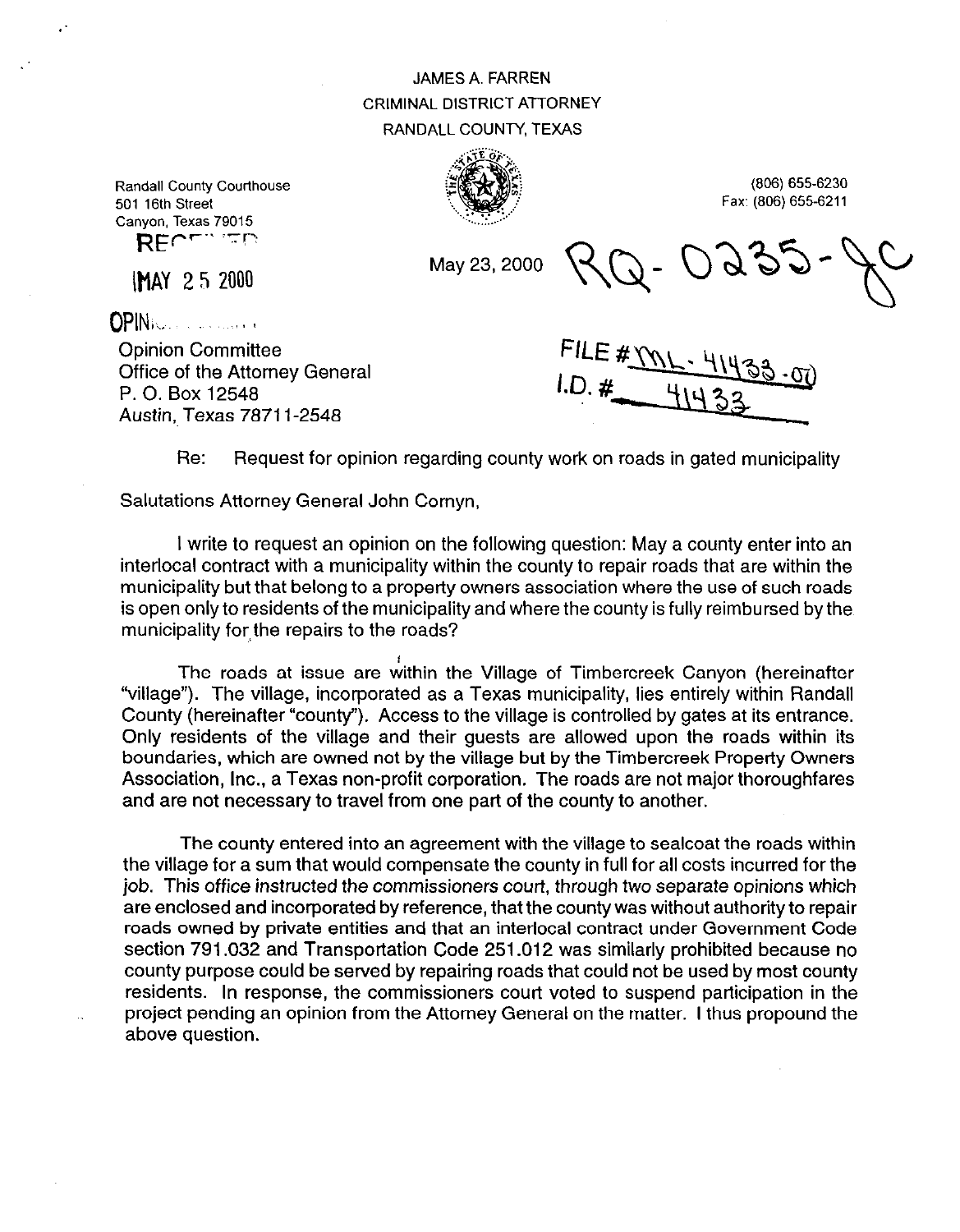JAMES A. FARREN
CRIMINAL DISTRICT ATTORNEY
RANDALL COUNTY, TEXAS

Randall County Courthouse
501 16th Street
Canyon, Texas 79015

(806) 655-6230
Fax: (806) 655-6211

RECEIVED
MAY 25 2000
OPINION COMMITTEE

May 23, 2000

RQ-0235-JC

Opinion Committee
Office of the Attorney General
P. O. Box 12548
Austin, Texas 78711-2548

FILE # ML-41433-00
I.D. # 41433

Re: Request for opinion regarding county work on roads in gated municipality

Salutations Attorney General John Cornyn,

I write to request an opinion on the following question: May a county enter into an interlocal contract with a municipality within the county to repair roads that are within the municipality but that belong to a property owners association where the use of such roads is open only to residents of the municipality and where the county is fully reimbursed by the municipality for the repairs to the roads?

The roads at issue are within the Village of Timbercreek Canyon (hereinafter "village"). The village, incorporated as a Texas municipality, lies entirely within Randall County (hereinafter "county"). Access to the village is controlled by gates at its entrance. Only residents of the village and their guests are allowed upon the roads within its boundaries, which are owned not by the village but by the Timbercreek Property Owners Association, Inc., a Texas non-profit corporation. The roads are not major thoroughfares and are not necessary to travel from one part of the county to another.

The county entered into an agreement with the village to sealcoat the roads within the village for a sum that would compensate the county in full for all costs incurred for the job. This office instructed the commissioners court, through two separate opinions which are enclosed and incorporated by reference, that the county was without authority to repair roads owned by private entities and that an interlocal contract under Government Code section 791.032 and Transportation Code 251.012 was similarly prohibited because no county purpose could be served by repairing roads that could not be used by most county residents. In response, the commissioners court voted to suspend participation in the project pending an opinion from the Attorney General on the matter. I thus propound the above question.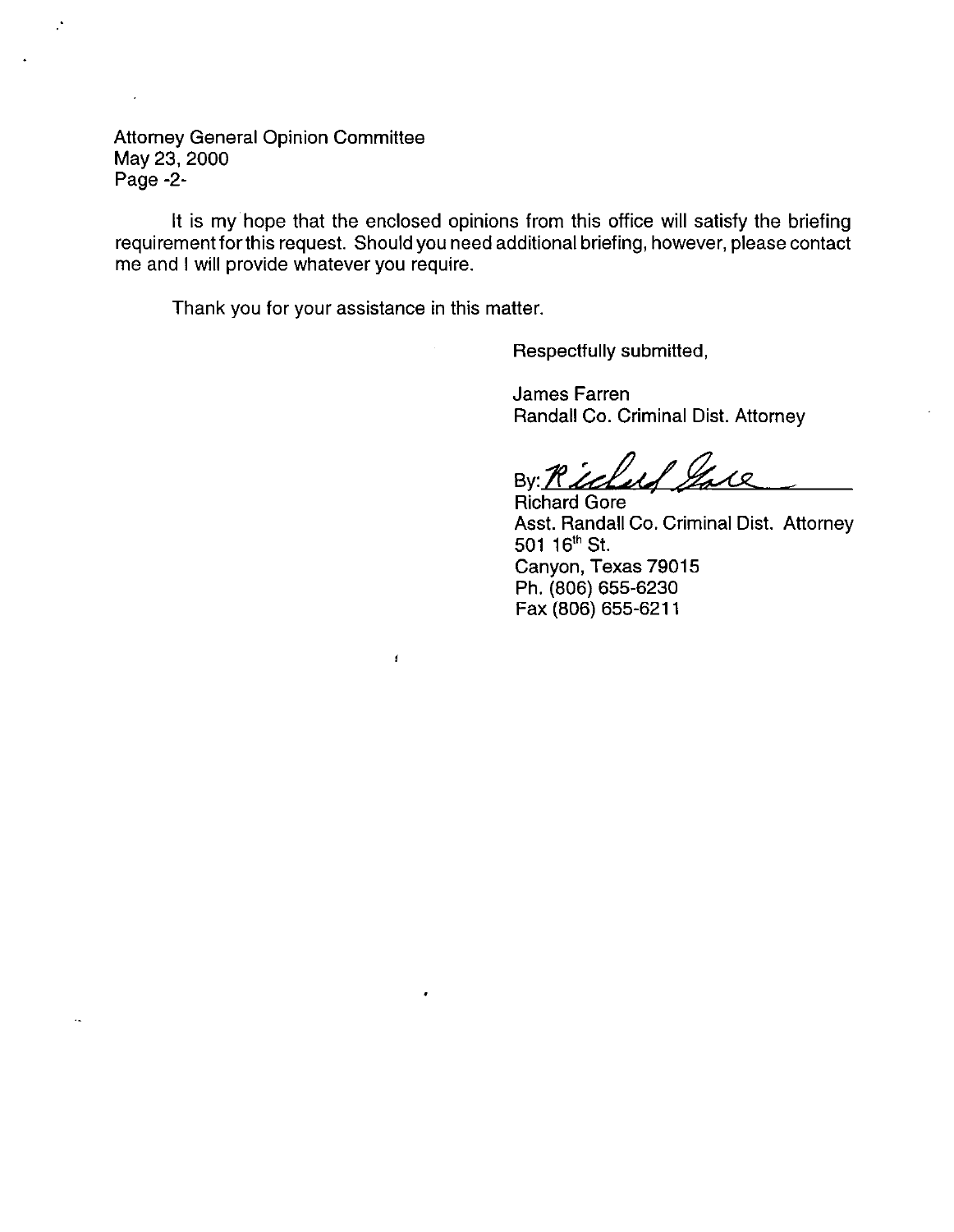Attorney General Opinion Committee
May 23, 2000
Page -2-

It is my hope that the enclosed opinions from this office will satisfy the briefing requirement for this request. Should you need additional briefing, however, please contact me and I will provide whatever you require.

Thank you for your assistance in this matter.

Respectfully submitted,

James Farren
Randall Co. Criminal Dist. Attorney

By: Richard Gore

Richard Gore
Asst. Randall Co. Criminal Dist. Attorney
501 16th St.
Canyon, Texas 79015
Ph. (806) 655-6230
Fax (806) 655-6211